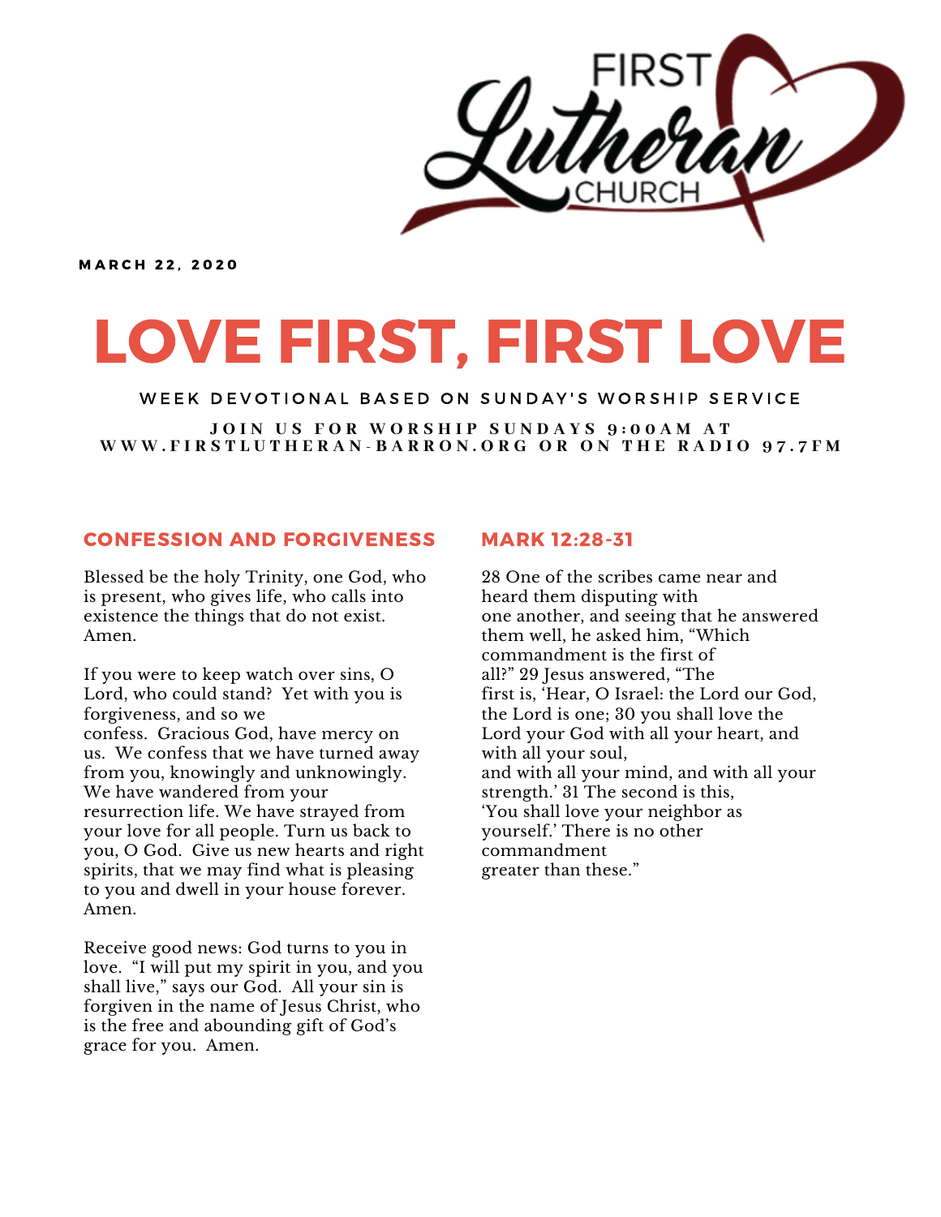FIRST Lutheran CHURCH

MARCH 22, 2020

# LOVE FIRST, FIRST LOVE

WEEK DEVOTIONAL BASED ON SUNDAY'S WORSHIP SERVICE

JOIN US FOR WORSHIP SUNDAYS 9:00AM AT WWW.FIRSTLUTHERAN-BARRON.ORG OR ON THE RADIO 97.7FM

## CONFESSION AND FORGIVENESS

Blessed be the holy Trinity, one God, who is present, who gives life, who calls into existence the things that do not exist. Amen.

If you were to keep watch over sins, O Lord, who could stand? Yet with you is forgiveness, and so we confess. Gracious God, have mercy on us. We confess that we have turned away from you, knowingly and unknowingly. We have wandered from your resurrection life. We have strayed from your love for all people. Turn us back to you, O God. Give us new hearts and right spirits, that we may find what is pleasing to you and dwell in your house forever. Amen.

Receive good news: God turns to you in love. "I will put my spirit in you, and you shall live," says our God. All your sin is forgiven in the name of Jesus Christ, who is the free and abounding gift of God's grace for you. Amen.

## MARK 12:28-31

28 One of the scribes came near and heard them disputing with one another, and seeing that he answered them well, he asked him, "Which commandment is the first of all?" 29 Jesus answered, "The first is, 'Hear, O Israel: the Lord our God, the Lord is one; 30 you shall love the Lord your God with all your heart, and with all your soul, and with all your mind, and with all your strength.' 31 The second is this, 'You shall love your neighbor as yourself.' There is no other commandment greater than these."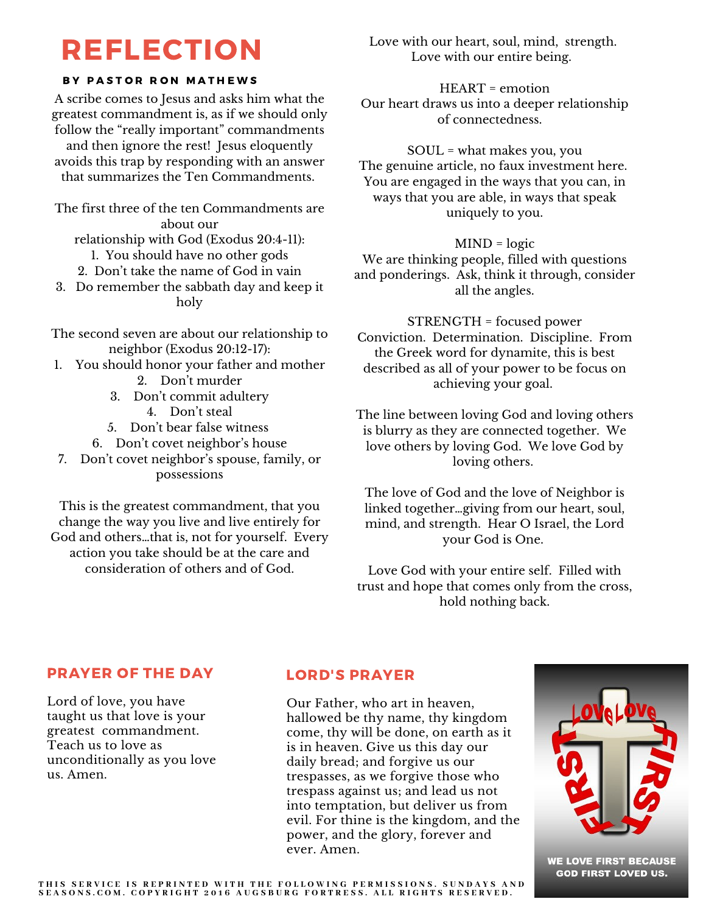# REFLECTION

**BY PASTOR RON MATHEWS**

A scribe comes to Jesus and asks him what the greatest commandment is, as if we should only follow the "really important" commandments and then ignore the rest! Jesus eloquently avoids this trap by responding with an answer that summarizes the Ten Commandments.

The first three of the ten Commandments are about our relationship with God (Exodus 20:4-11):

1. You should have no other gods
2. Don't take the name of God in vain
3. Do remember the sabbath day and keep it holy

The second seven are about our relationship to neighbor (Exodus 20:12-17):

1. You should honor your father and mother
2. Don't murder
3. Don't commit adultery
4. Don't steal
5. Don't bear false witness
6. Don't covet neighbor's house
7. Don't covet neighbor's spouse, family, or possessions

This is the greatest commandment, that you change the way you live and live entirely for God and others…that is, not for yourself. Every action you take should be at the care and consideration of others and of God.

Love with our heart, soul, mind, strength.
Love with our entire being.

HEART = emotion
Our heart draws us into a deeper relationship of connectedness.

SOUL = what makes you, you
The genuine article, no faux investment here. You are engaged in the ways that you can, in ways that you are able, in ways that speak uniquely to you.

MIND = logic
We are thinking people, filled with questions and ponderings. Ask, think it through, consider all the angles.

STRENGTH = focused power
Conviction. Determination. Discipline. From the Greek word for dynamite, this is best described as all of your power to be focus on achieving your goal.

The line between loving God and loving others is blurry as they are connected together. We love others by loving God. We love God by loving others.

The love of God and the love of Neighbor is linked together…giving from our heart, soul, mind, and strength. Hear O Israel, the Lord your God is One.

Love God with your entire self. Filled with trust and hope that comes only from the cross, hold nothing back.

## PRAYER OF THE DAY

Lord of love, you have taught us that love is your greatest commandment. Teach us to love as unconditionally as you love us. Amen.

## LORD'S PRAYER

Our Father, who art in heaven, hallowed be thy name, thy kingdom come, thy will be done, on earth as it is in heaven. Give us this day our daily bread; and forgive us our trespasses, as we forgive those who trespass against us; and lead us not into temptation, but deliver us from evil. For thine is the kingdom, and the power, and the glory, forever and ever. Amen.

LOVE LOVE FIRST FIRST

WE LOVE FIRST BECAUSE GOD FIRST LOVED US.

THIS SERVICE IS REPRINTED WITH THE FOLLOWING PERMISSIONS. SUNDAYS AND SEASONS.COM. COPYRIGHT 2016 AUGSBURG FORTRESS. ALL RIGHTS RESERVED.